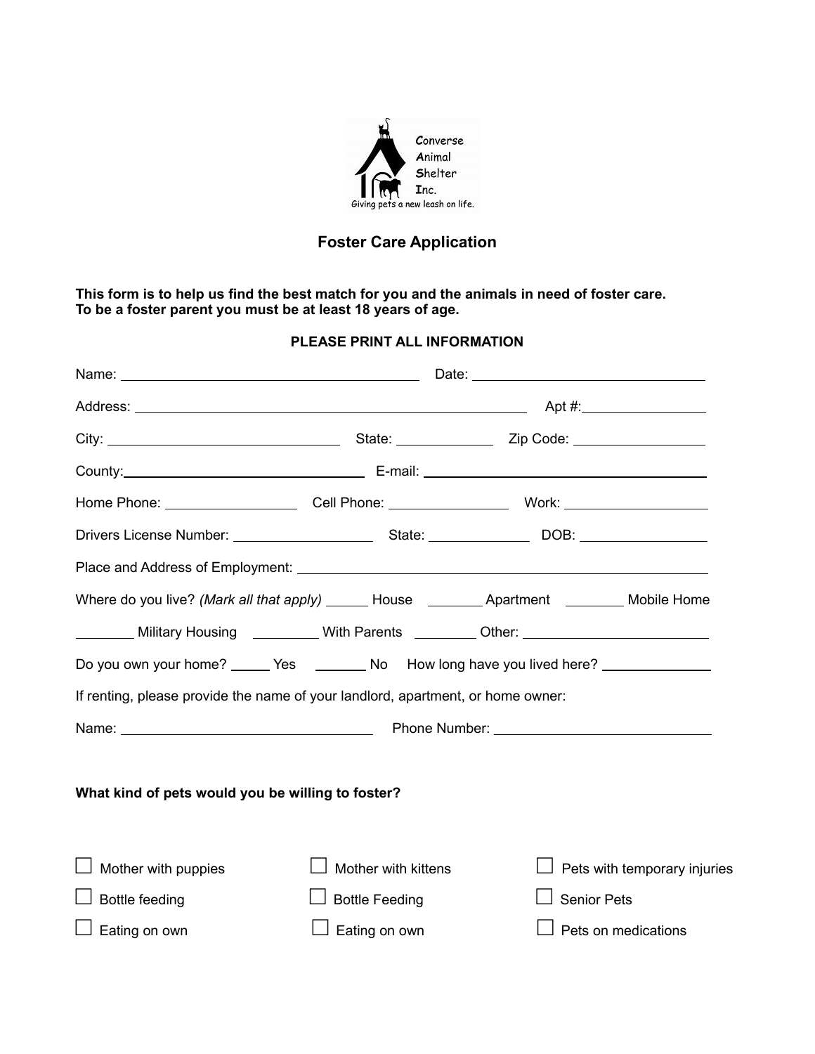Converse Animal Shelter Inc.
Giving pets a new leash on life.

# Foster Care Application

**This form is to help us find the best match for you and the animals in need of foster care. To be a foster parent you must be at least 18 years of age.**

**PLEASE PRINT ALL INFORMATION**

Name: ______________________________ Date: ______________________________

Address: ______________________________ Apt #: ______________

City: ______________________ State: __________ Zip Code: ______________

County: ______________________ E-mail: ______________________________

Home Phone: ______________ Cell Phone: ______________ Work: ______________

Drivers License Number: ______________ State: __________ DOB: ______________

Place and Address of Employment: ______________________________________________

Where do you live? *(Mark all that apply)* _____ House _______ Apartment _______ Mobile Home

_______ Military Housing ________ With Parents _______ Other: ______________________

Do you own your home? _____ Yes _______ No How long have you lived here? ______________

If renting, please provide the name of your landlord, apartment, or home owner:

Name: ______________________________ Phone Number: ______________________________

**What kind of pets would you be willing to foster?**

- ☐ Mother with puppies
- ☐ Bottle feeding
- ☐ Eating on own
- ☐ Mother with kittens
- ☐ Bottle Feeding
- ☐ Eating on own
- ☐ Pets with temporary injuries
- ☐ Senior Pets
- ☐ Pets on medications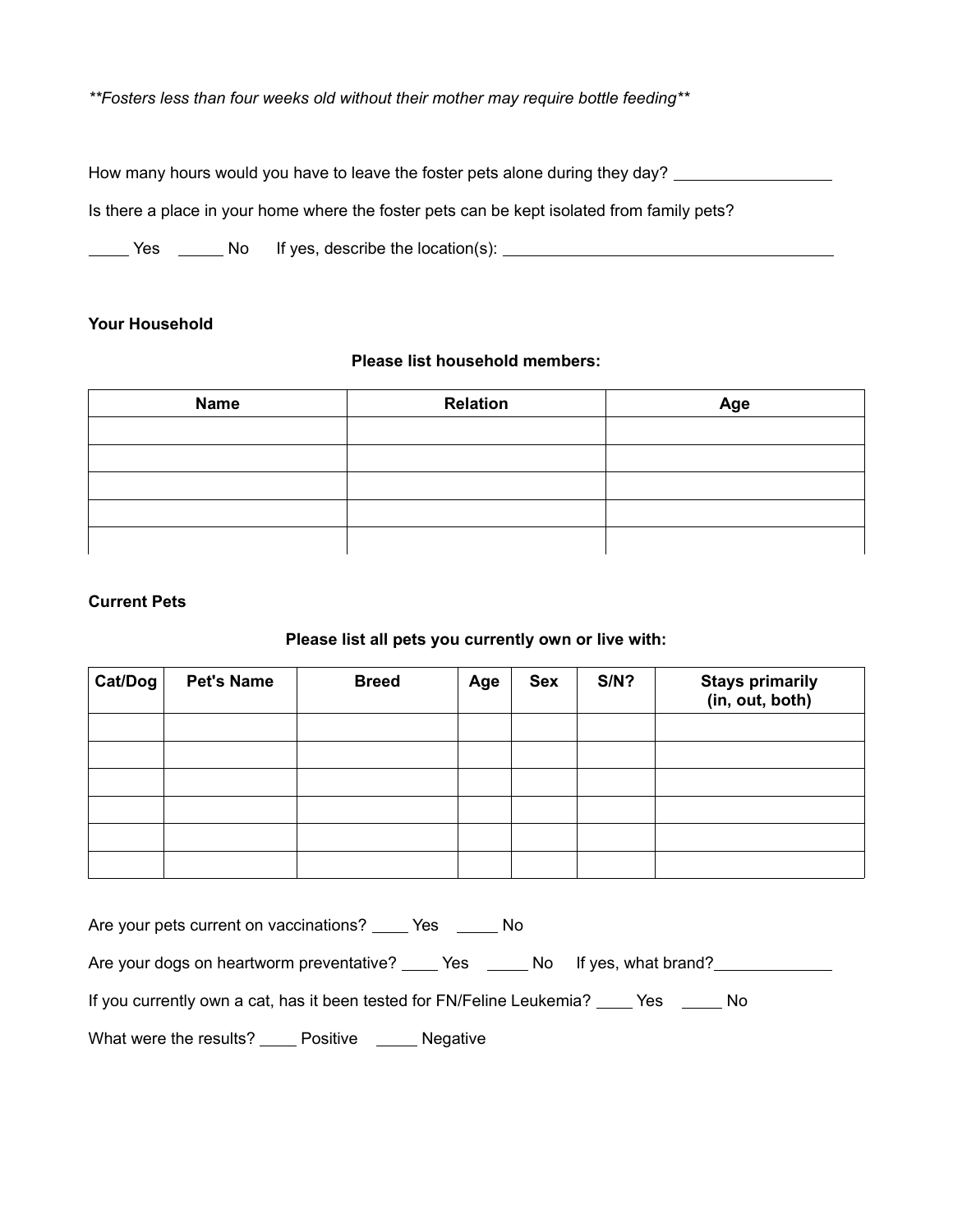***Fosters less than four weeks old without their mother may require bottle feeding***

How many hours would you have to leave the foster pets alone during they day? __________________

Is there a place in your home where the foster pets can be kept isolated from family pets?

_____ Yes _____ No If yes, describe the location(s): ______________________________________

**Your Household**

**Please list household members:**

| Name | Relation | Age |
| --- | --- | --- |
| | | |
| | | |
| | | |
| | | |
| | | |

**Current Pets**

**Please list all pets you currently own or live with:**

| Cat/Dog | Pet's Name | Breed | Age | Sex | S/N? | Stays primarily (in, out, both) |
| --- | --- | --- | --- | --- | --- | --- |
| | | | | | | |
| | | | | | | |
| | | | | | | |
| | | | | | | |
| | | | | | | |
| | | | | | | |

Are your pets current on vaccinations? ____ Yes _____ No

Are your dogs on heartworm preventative? ____ Yes _____ No If yes, what brand?_____________

If you currently own a cat, has it been tested for FN/Feline Leukemia? ____ Yes _____ No

What were the results? ____ Positive _____ Negative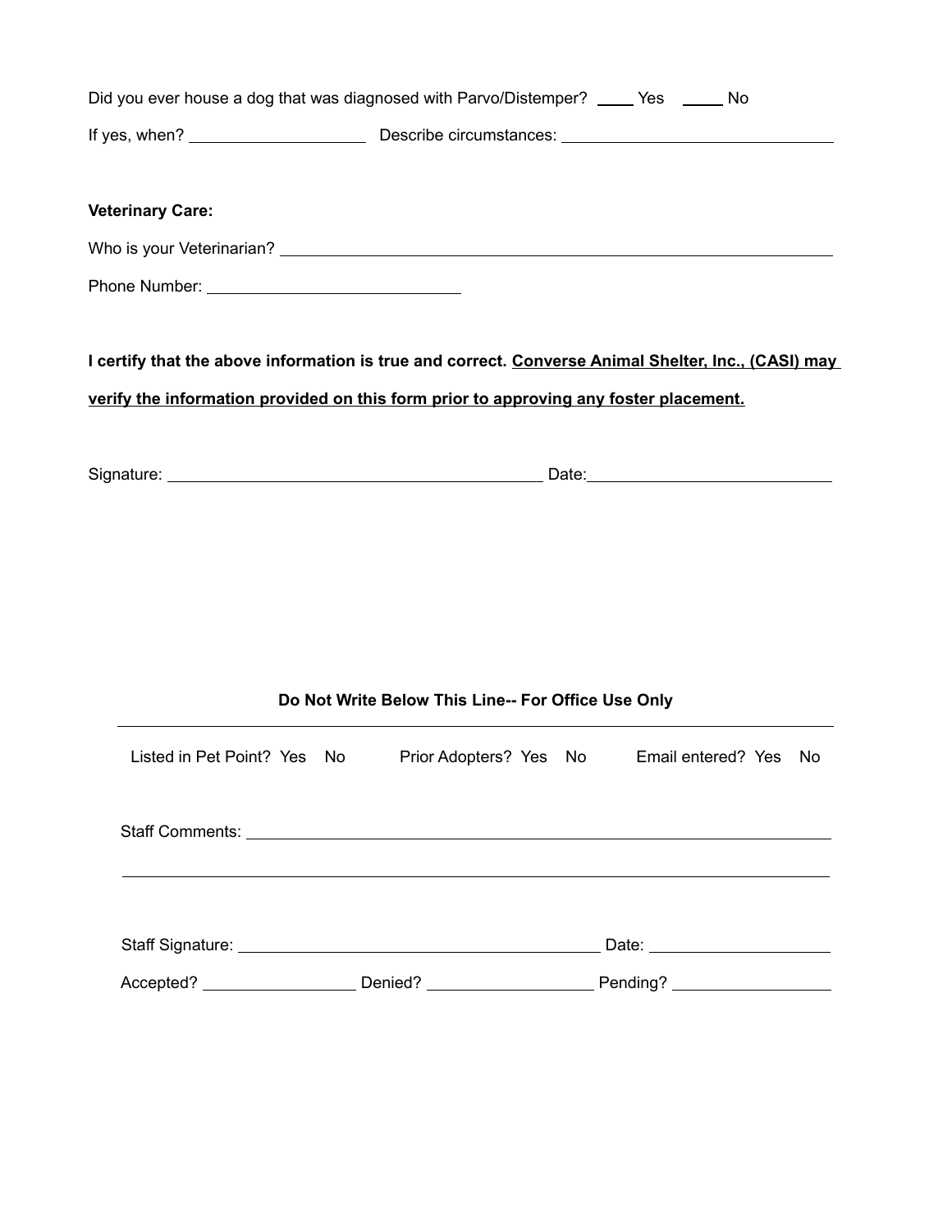Did you ever house a dog that was diagnosed with Parvo/Distemper? ____ Yes ____ No

If yes, when? ____________________ Describe circumstances: ______________________________

**Veterinary Care:**

Who is your Veterinarian? ________________________________________________________________

Phone Number: ____________________________

**I certify that the above information is true and correct. <u>Converse Animal Shelter, Inc., (CASI) may verify the information provided on this form prior to approving any foster placement.</u>**

Signature: ________________________________________ Date: __________________________

**Do Not Write Below This Line-- For Office Use Only**

---

Listed in Pet Point? Yes No     Prior Adopters? Yes No     Email entered? Yes No

Staff Comments: ________________________________________________________________

________________________________________________________________________________

Staff Signature: ________________________________________ Date: ____________________

Accepted? __________________ Denied? ___________________ Pending? __________________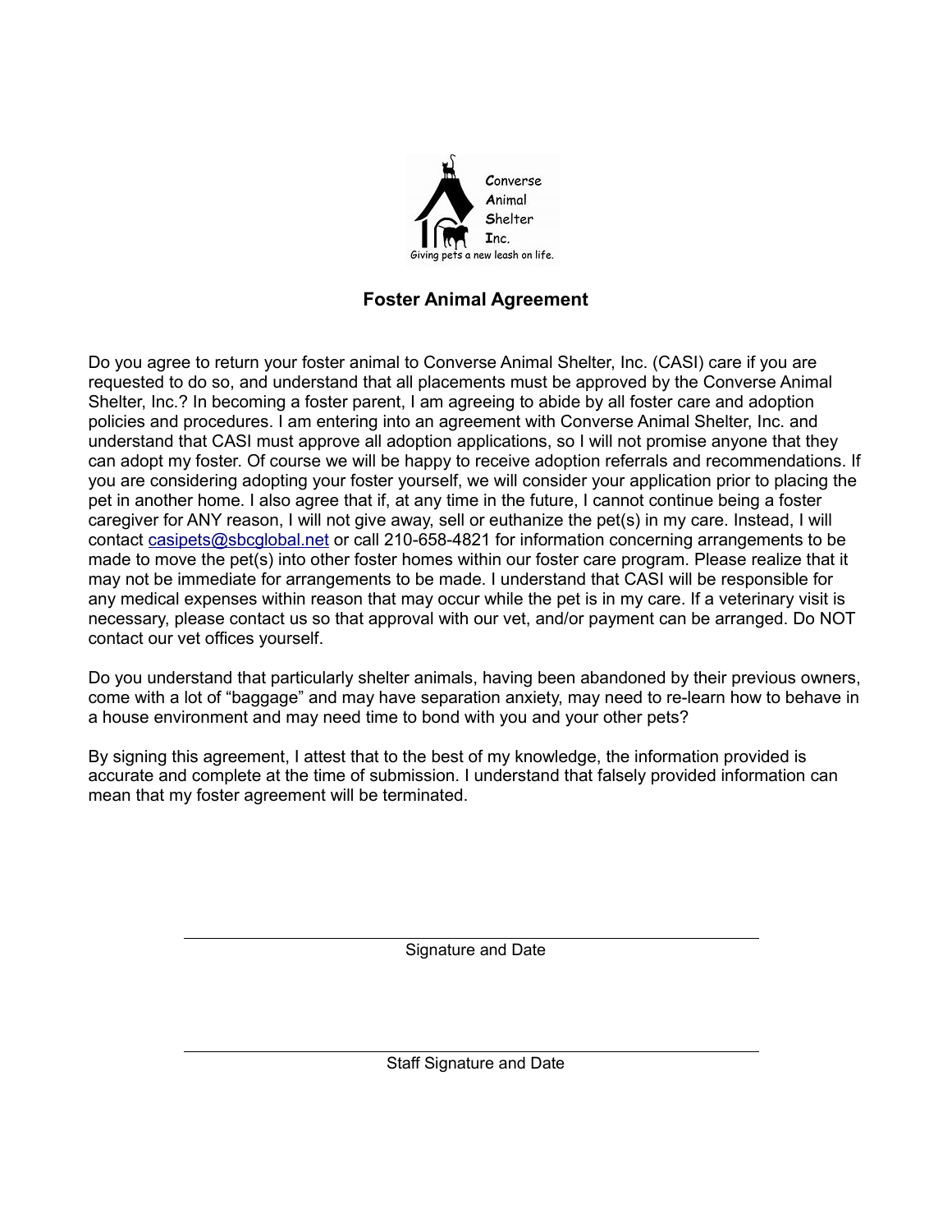Converse
Animal
Shelter
Inc.
Giving pets a new leash on life.

## Foster Animal Agreement

Do you agree to return your foster animal to Converse Animal Shelter, Inc. (CASI) care if you are requested to do so, and understand that all placements must be approved by the Converse Animal Shelter, Inc.? In becoming a foster parent, I am agreeing to abide by all foster care and adoption policies and procedures. I am entering into an agreement with Converse Animal Shelter, Inc. and understand that CASI must approve all adoption applications, so I will not promise anyone that they can adopt my foster. Of course we will be happy to receive adoption referrals and recommendations. If you are considering adopting your foster yourself, we will consider your application prior to placing the pet in another home. I also agree that if, at any time in the future, I cannot continue being a foster caregiver for ANY reason, I will not give away, sell or euthanize the pet(s) in my care. Instead, I will contact casipets@sbcglobal.net or call 210-658-4821 for information concerning arrangements to be made to move the pet(s) into other foster homes within our foster care program. Please realize that it may not be immediate for arrangements to be made. I understand that CASI will be responsible for any medical expenses within reason that may occur while the pet is in my care. If a veterinary visit is necessary, please contact us so that approval with our vet, and/or payment can be arranged. Do NOT contact our vet offices yourself.

Do you understand that particularly shelter animals, having been abandoned by their previous owners, come with a lot of "baggage" and may have separation anxiety, may need to re-learn how to behave in a house environment and may need time to bond with you and your other pets?

By signing this agreement, I attest that to the best of my knowledge, the information provided is accurate and complete at the time of submission. I understand that falsely provided information can mean that my foster agreement will be terminated.

\_\_\_\_\_\_\_\_\_\_\_\_\_\_\_\_\_\_\_\_\_\_\_\_\_\_\_\_\_\_\_\_\_\_\_\_\_\_\_\_

Signature and Date

\_\_\_\_\_\_\_\_\_\_\_\_\_\_\_\_\_\_\_\_\_\_\_\_\_\_\_\_\_\_\_\_\_\_\_\_\_\_\_\_

Staff Signature and Date